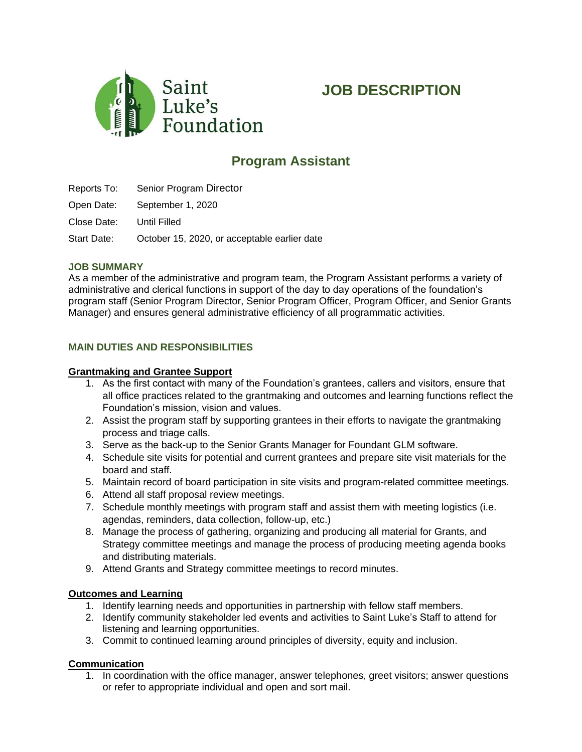Saint Luke's Foundation

# JOB DESCRIPTION

## Program Assistant

Reports To: Senior Program Director

Open Date: September 1, 2020

Close Date: Until Filled

Start Date: October 15, 2020, or acceptable earlier date

### JOB SUMMARY

As a member of the administrative and program team, the Program Assistant performs a variety of administrative and clerical functions in support of the day to day operations of the foundation's program staff (Senior Program Director, Senior Program Officer, Program Officer, and Senior Grants Manager) and ensures general administrative efficiency of all programmatic activities.

### MAIN DUTIES AND RESPONSIBILITIES

**Grantmaking and Grantee Support**

1. As the first contact with many of the Foundation's grantees, callers and visitors, ensure that all office practices related to the grantmaking and outcomes and learning functions reflect the Foundation's mission, vision and values.
2. Assist the program staff by supporting grantees in their efforts to navigate the grantmaking process and triage calls.
3. Serve as the back-up to the Senior Grants Manager for Foundant GLM software.
4. Schedule site visits for potential and current grantees and prepare site visit materials for the board and staff.
5. Maintain record of board participation in site visits and program-related committee meetings.
6. Attend all staff proposal review meetings.
7. Schedule monthly meetings with program staff and assist them with meeting logistics (i.e. agendas, reminders, data collection, follow-up, etc.)
8. Manage the process of gathering, organizing and producing all material for Grants, and Strategy committee meetings and manage the process of producing meeting agenda books and distributing materials.
9. Attend Grants and Strategy committee meetings to record minutes.

**Outcomes and Learning**

1. Identify learning needs and opportunities in partnership with fellow staff members.
2. Identify community stakeholder led events and activities to Saint Luke's Staff to attend for listening and learning opportunities.
3. Commit to continued learning around principles of diversity, equity and inclusion.

**Communication**

1. In coordination with the office manager, answer telephones, greet visitors; answer questions or refer to appropriate individual and open and sort mail.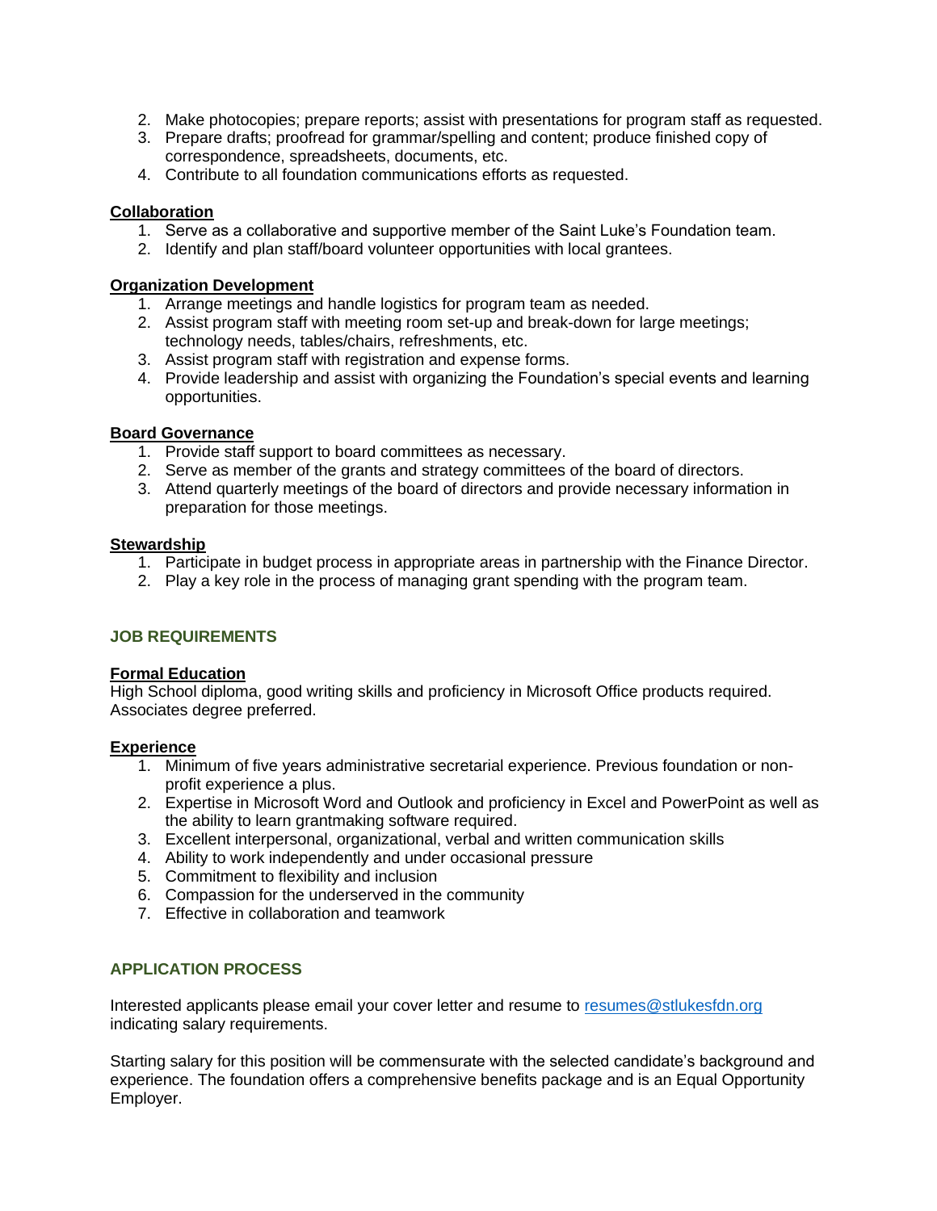2. Make photocopies; prepare reports; assist with presentations for program staff as requested.
3. Prepare drafts; proofread for grammar/spelling and content; produce finished copy of correspondence, spreadsheets, documents, etc.
4. Contribute to all foundation communications efforts as requested.

**Collaboration**

1. Serve as a collaborative and supportive member of the Saint Luke's Foundation team.
2. Identify and plan staff/board volunteer opportunities with local grantees.

**Organization Development**

1. Arrange meetings and handle logistics for program team as needed.
2. Assist program staff with meeting room set-up and break-down for large meetings; technology needs, tables/chairs, refreshments, etc.
3. Assist program staff with registration and expense forms.
4. Provide leadership and assist with organizing the Foundation's special events and learning opportunities.

**Board Governance**

1. Provide staff support to board committees as necessary.
2. Serve as member of the grants and strategy committees of the board of directors.
3. Attend quarterly meetings of the board of directors and provide necessary information in preparation for those meetings.

**Stewardship**

1. Participate in budget process in appropriate areas in partnership with the Finance Director.
2. Play a key role in the process of managing grant spending with the program team.

## JOB REQUIREMENTS

**Formal Education**

High School diploma, good writing skills and proficiency in Microsoft Office products required. Associates degree preferred.

**Experience**

1. Minimum of five years administrative secretarial experience. Previous foundation or non-profit experience a plus.
2. Expertise in Microsoft Word and Outlook and proficiency in Excel and PowerPoint as well as the ability to learn grantmaking software required.
3. Excellent interpersonal, organizational, verbal and written communication skills
4. Ability to work independently and under occasional pressure
5. Commitment to flexibility and inclusion
6. Compassion for the underserved in the community
7. Effective in collaboration and teamwork

## APPLICATION PROCESS

Interested applicants please email your cover letter and resume to [resumes@stlukesfdn.org](mailto:resumes@stlukesfdn.org) indicating salary requirements.

Starting salary for this position will be commensurate with the selected candidate's background and experience. The foundation offers a comprehensive benefits package and is an Equal Opportunity Employer.